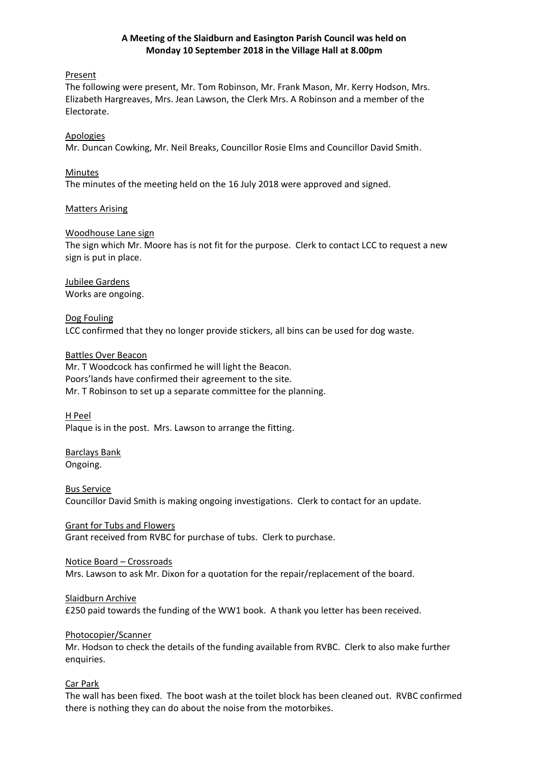**A Meeting of the Slaidburn and Easington Parish Council was held on Monday 10 September 2018 in the Village Hall at 8.00pm**

Present

The following were present, Mr. Tom Robinson, Mr. Frank Mason, Mr. Kerry Hodson, Mrs. Elizabeth Hargreaves, Mrs. Jean Lawson, the Clerk Mrs. A Robinson and a member of the Electorate.

Apologies

Mr. Duncan Cowking, Mr. Neil Breaks, Councillor Rosie Elms and Councillor David Smith.

Minutes

The minutes of the meeting held on the 16 July 2018 were approved and signed.

Matters Arising

Woodhouse Lane sign

The sign which Mr. Moore has is not fit for the purpose. Clerk to contact LCC to request a new sign is put in place.

Jubilee Gardens

Works are ongoing.

Dog Fouling

LCC confirmed that they no longer provide stickers, all bins can be used for dog waste.

Battles Over Beacon

Mr. T Woodcock has confirmed he will light the Beacon.
Poors'lands have confirmed their agreement to the site.
Mr. T Robinson to set up a separate committee for the planning.

H Peel

Plaque is in the post. Mrs. Lawson to arrange the fitting.

Barclays Bank

Ongoing.

Bus Service

Councillor David Smith is making ongoing investigations. Clerk to contact for an update.

Grant for Tubs and Flowers

Grant received from RVBC for purchase of tubs. Clerk to purchase.

Notice Board – Crossroads

Mrs. Lawson to ask Mr. Dixon for a quotation for the repair/replacement of the board.

Slaidburn Archive

£250 paid towards the funding of the WW1 book. A thank you letter has been received.

Photocopier/Scanner

Mr. Hodson to check the details of the funding available from RVBC. Clerk to also make further enquiries.

Car Park

The wall has been fixed. The boot wash at the toilet block has been cleaned out. RVBC confirmed there is nothing they can do about the noise from the motorbikes.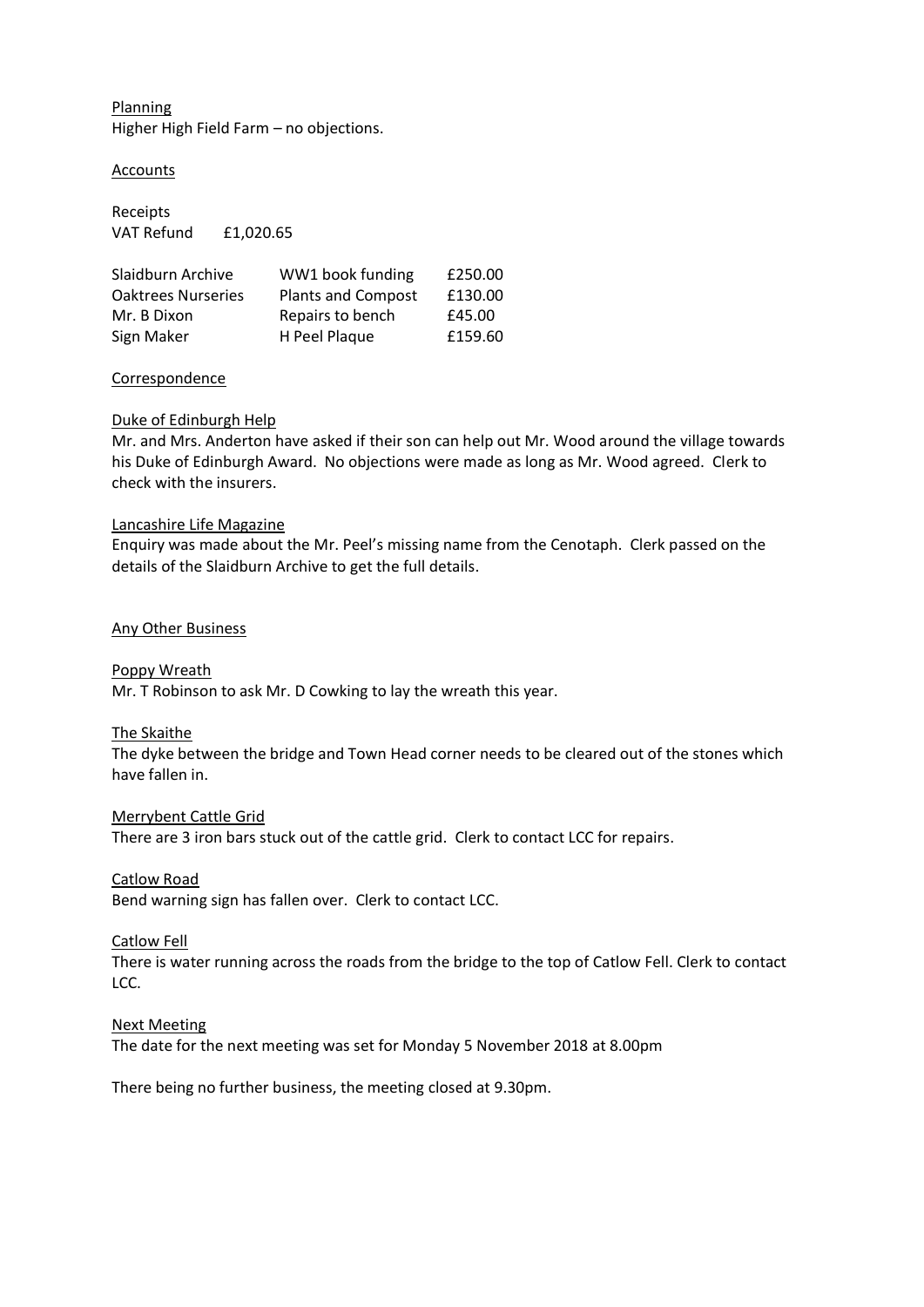Planning

Higher High Field Farm – no objections.

Accounts

Receipts

VAT Refund £1,020.65

| | | |
|---|---|---|
| Slaidburn Archive | WW1 book funding | £250.00 |
| Oaktrees Nurseries | Plants and Compost | £130.00 |
| Mr. B Dixon | Repairs to bench | £45.00 |
| Sign Maker | H Peel Plaque | £159.60 |

Correspondence

Duke of Edinburgh Help

Mr. and Mrs. Anderton have asked if their son can help out Mr. Wood around the village towards his Duke of Edinburgh Award. No objections were made as long as Mr. Wood agreed. Clerk to check with the insurers.

Lancashire Life Magazine

Enquiry was made about the Mr. Peel's missing name from the Cenotaph. Clerk passed on the details of the Slaidburn Archive to get the full details.

Any Other Business

Poppy Wreath

Mr. T Robinson to ask Mr. D Cowking to lay the wreath this year.

The Skaithe

The dyke between the bridge and Town Head corner needs to be cleared out of the stones which have fallen in.

Merrybent Cattle Grid

There are 3 iron bars stuck out of the cattle grid. Clerk to contact LCC for repairs.

Catlow Road

Bend warning sign has fallen over. Clerk to contact LCC.

Catlow Fell

There is water running across the roads from the bridge to the top of Catlow Fell. Clerk to contact LCC.

Next Meeting

The date for the next meeting was set for Monday 5 November 2018 at 8.00pm

There being no further business, the meeting closed at 9.30pm.